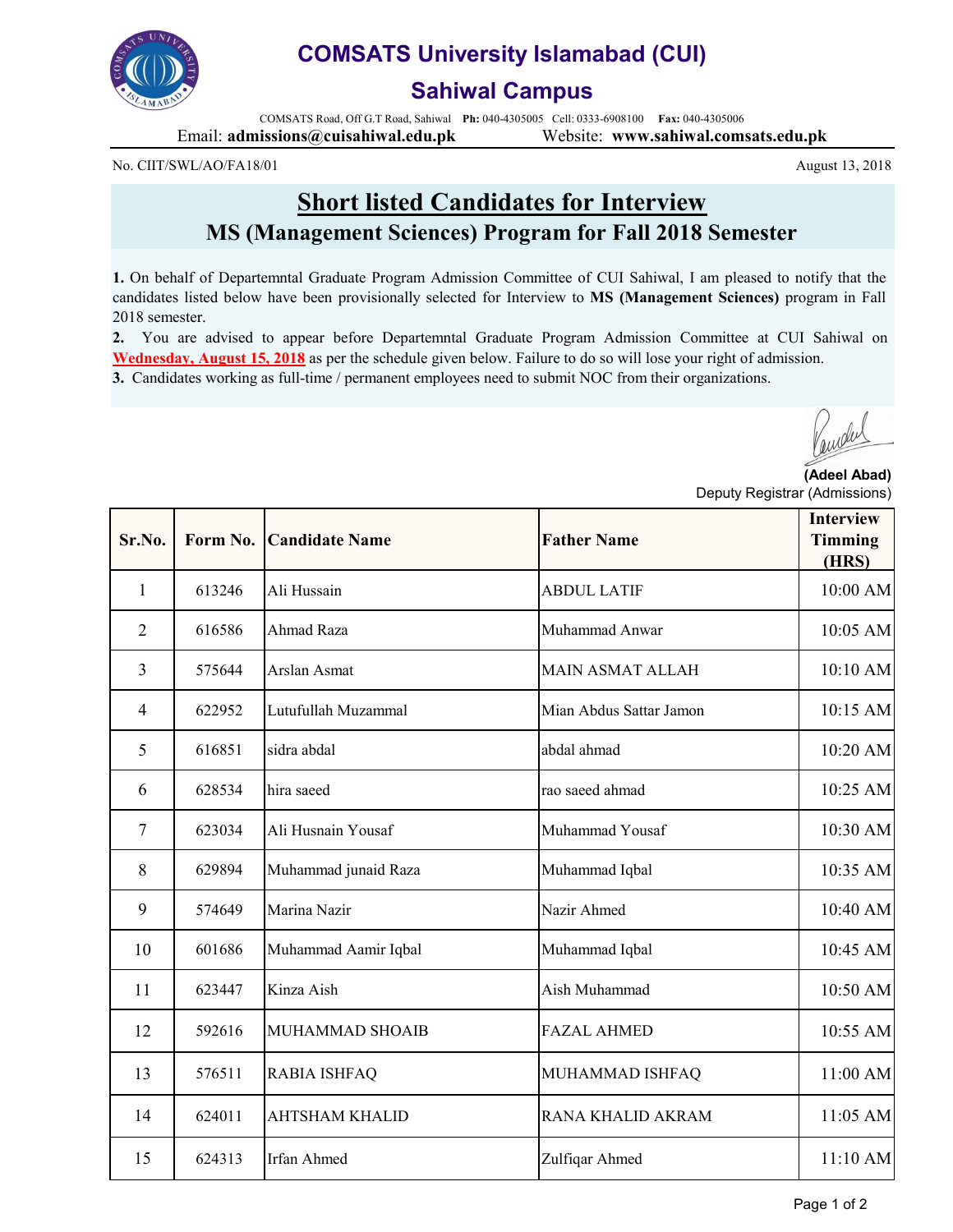# COMSATS University Islamabad (CUI)

## Sahiwal Campus

COMSATS Road, Off G.T Road, Sahiwal **Ph:** 040-4305005 Cell: 0333-6908100 **Fax:** 040-4305006

Email: **admissions@cuisahiwal.edu.pk** Website: **www.sahiwal.comsats.edu.pk**

No. CIIT/SWL/AO/FA18/01

August 13, 2018

## Short listed Candidates for Interview

### MS (Management Sciences) Program for Fall 2018 Semester

**1.** On behalf of Departemntal Graduate Program Admission Committee of CUI Sahiwal, I am pleased to notify that the candidates listed below have been provisionally selected for Interview to **MS (Management Sciences)** program in Fall 2018 semester.

**2.** You are advised to appear before Departemntal Graduate Program Admission Committee at CUI Sahiwal on **Wednesday, August 15, 2018** as per the schedule given below. Failure to do so will lose your right of admission.

**3.** Candidates working as full-time / permanent employees need to submit NOC from their organizations.

**(Adeel Abad)**
Deputy Registrar (Admissions)

| Sr.No. | Form No. | Candidate Name | Father Name | Interview Timming (HRS) |
|---|---|---|---|---|
| 1 | 613246 | Ali Hussain | ABDUL LATIF | 10:00 AM |
| 2 | 616586 | Ahmad Raza | Muhammad Anwar | 10:05 AM |
| 3 | 575644 | Arslan Asmat | MAIN ASMAT ALLAH | 10:10 AM |
| 4 | 622952 | Lutufullah Muzammal | Mian Abdus Sattar Jamon | 10:15 AM |
| 5 | 616851 | sidra abdal | abdal ahmad | 10:20 AM |
| 6 | 628534 | hira saeed | rao saeed ahmad | 10:25 AM |
| 7 | 623034 | Ali Husnain Yousaf | Muhammad Yousaf | 10:30 AM |
| 8 | 629894 | Muhammad junaid Raza | Muhammad Iqbal | 10:35 AM |
| 9 | 574649 | Marina Nazir | Nazir Ahmed | 10:40 AM |
| 10 | 601686 | Muhammad Aamir Iqbal | Muhammad Iqbal | 10:45 AM |
| 11 | 623447 | Kinza Aish | Aish Muhammad | 10:50 AM |
| 12 | 592616 | MUHAMMAD SHOAIB | FAZAL AHMED | 10:55 AM |
| 13 | 576511 | RABIA ISHFAQ | MUHAMMAD ISHFAQ | 11:00 AM |
| 14 | 624011 | AHTSHAM KHALID | RANA KHALID AKRAM | 11:05 AM |
| 15 | 624313 | Irfan Ahmed | Zulfiqar Ahmed | 11:10 AM |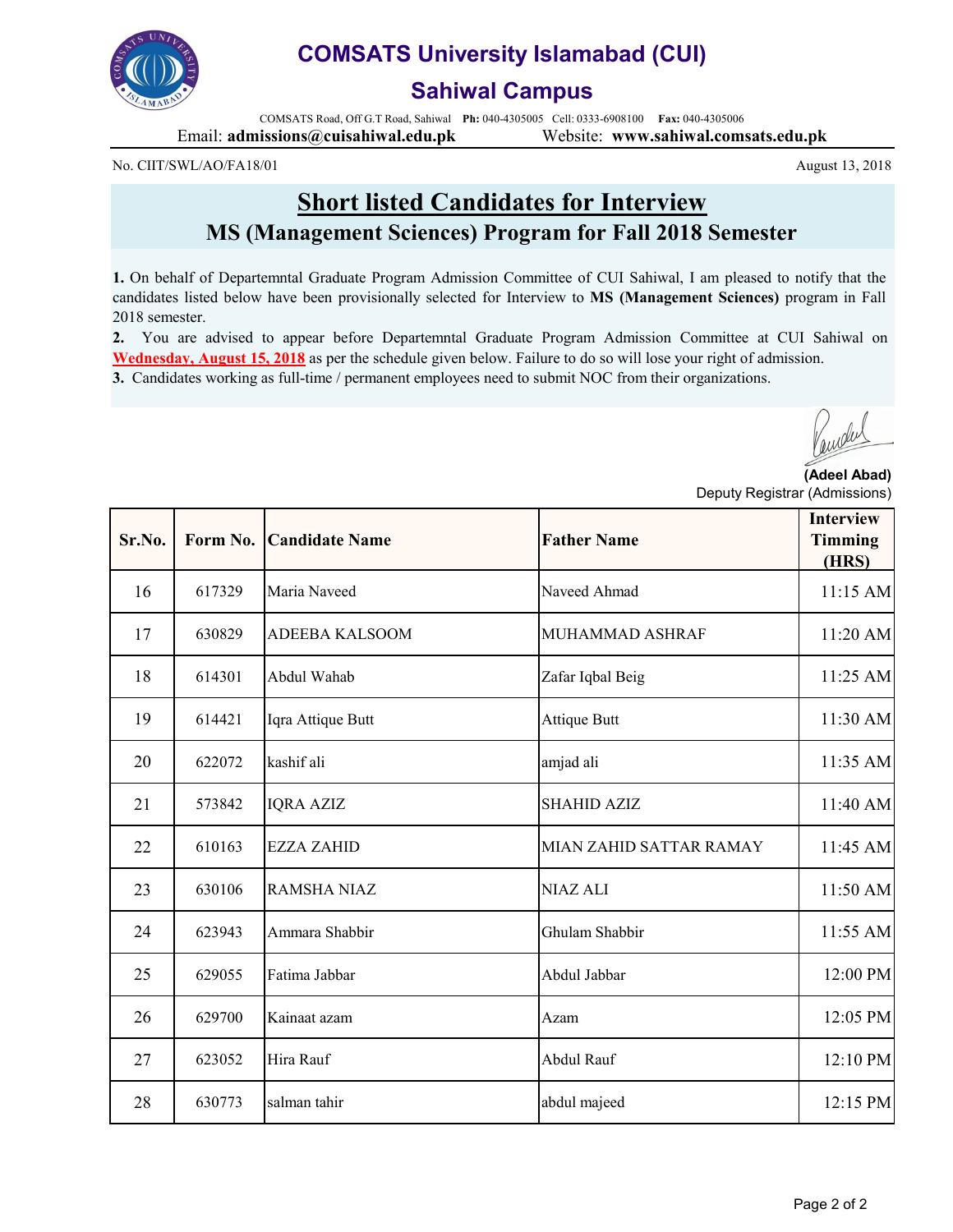# COMSATS University Islamabad (CUI)

## Sahiwal Campus

COMSATS Road, Off G.T Road, Sahiwal **Ph:** 040-4305005 Cell: 0333-6908100 **Fax:** 040-4305006

Email: **admissions@cuisahiwal.edu.pk** Website: **www.sahiwal.comsats.edu.pk**

No. CIIT/SWL/AO/FA18/01

August 13, 2018

# Short listed Candidates for Interview

## MS (Management Sciences) Program for Fall 2018 Semester

**1.** On behalf of Departemntal Graduate Program Admission Committee of CUI Sahiwal, I am pleased to notify that the candidates listed below have been provisionally selected for Interview to **MS (Management Sciences)** program in Fall 2018 semester.

**2.** You are advised to appear before Departemntal Graduate Program Admission Committee at CUI Sahiwal on **Wednesday, August 15, 2018** as per the schedule given below. Failure to do so will lose your right of admission.

**3.** Candidates working as full-time / permanent employees need to submit NOC from their organizations.

**(Adeel Abad)**
Deputy Registrar (Admissions)

| Sr.No. | Form No. | Candidate Name | Father Name | Interview Timming (HRS) |
|---|---|---|---|---|
| 16 | 617329 | Maria Naveed | Naveed Ahmad | 11:15 AM |
| 17 | 630829 | ADEEBA KALSOOM | MUHAMMAD ASHRAF | 11:20 AM |
| 18 | 614301 | Abdul Wahab | Zafar Iqbal Beig | 11:25 AM |
| 19 | 614421 | Iqra Attique Butt | Attique Butt | 11:30 AM |
| 20 | 622072 | kashif ali | amjad ali | 11:35 AM |
| 21 | 573842 | IQRA AZIZ | SHAHID AZIZ | 11:40 AM |
| 22 | 610163 | EZZA ZAHID | MIAN ZAHID SATTAR RAMAY | 11:45 AM |
| 23 | 630106 | RAMSHA NIAZ | NIAZ ALI | 11:50 AM |
| 24 | 623943 | Ammara Shabbir | Ghulam Shabbir | 11:55 AM |
| 25 | 629055 | Fatima Jabbar | Abdul Jabbar | 12:00 PM |
| 26 | 629700 | Kainaat azam | Azam | 12:05 PM |
| 27 | 623052 | Hira Rauf | Abdul Rauf | 12:10 PM |
| 28 | 630773 | salman tahir | abdul majeed | 12:15 PM |